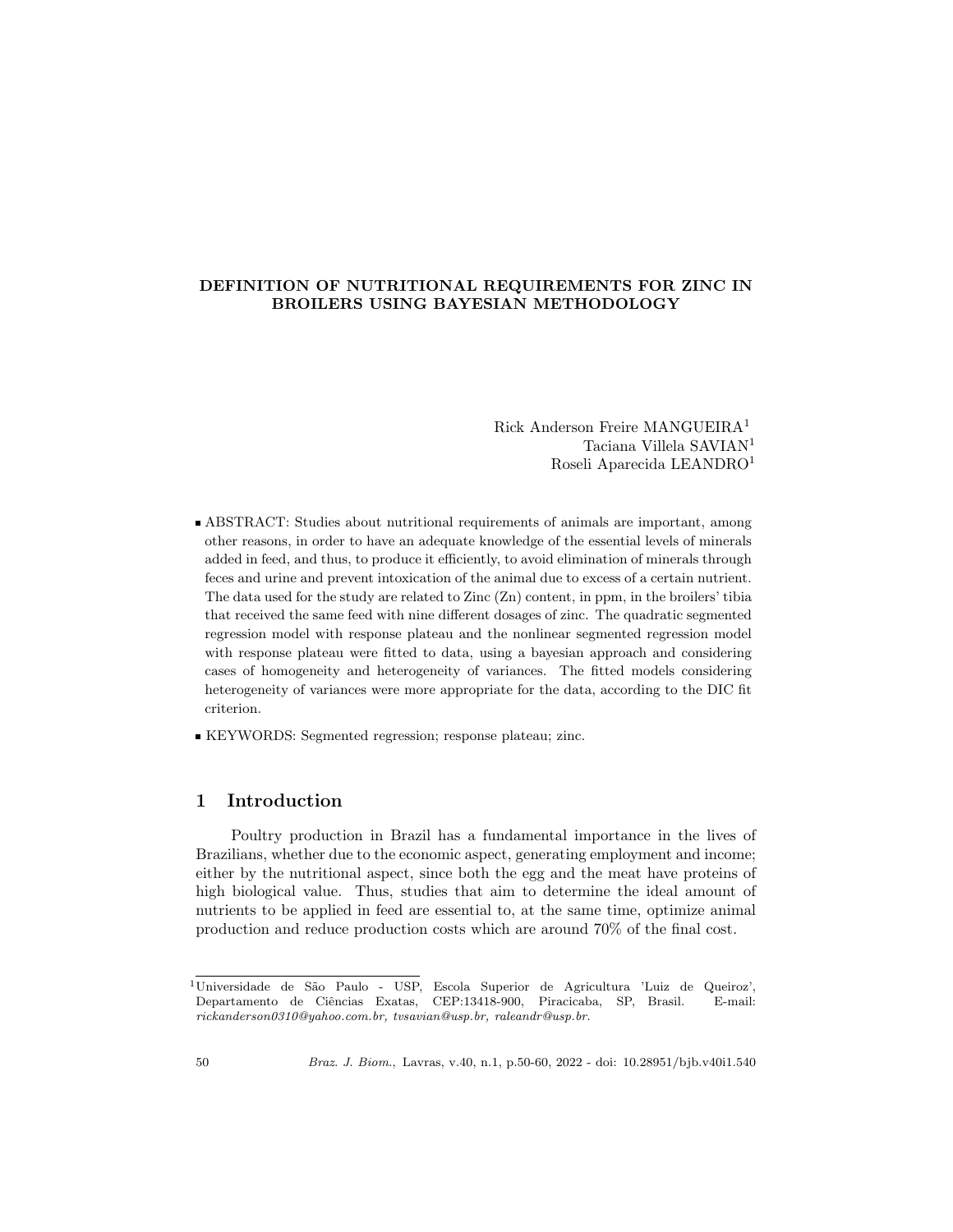# DEFINITION OF NUTRITIONAL REQUIREMENTS FOR ZINC IN BROILERS USING BAYESIAN METHODOLOGY

Rick Anderson Freire MANGUEIRA[1]
Taciana Villela SAVIAN[1]
Roseli Aparecida LEANDRO[1]

- ABSTRACT: Studies about nutritional requirements of animals are important, among other reasons, in order to have an adequate knowledge of the essential levels of minerals added in feed, and thus, to produce it efficiently, to avoid elimination of minerals through feces and urine and prevent intoxication of the animal due to excess of a certain nutrient. The data used for the study are related to Zinc (Zn) content, in ppm, in the broilers' tibia that received the same feed with nine different dosages of zinc. The quadratic segmented regression model with response plateau and the nonlinear segmented regression model with response plateau were fitted to data, using a bayesian approach and considering cases of homogeneity and heterogeneity of variances. The fitted models considering heterogeneity of variances were more appropriate for the data, according to the DIC fit criterion.
- KEYWORDS: Segmented regression; response plateau; zinc.

## 1 Introduction

Poultry production in Brazil has a fundamental importance in the lives of Brazilians, whether due to the economic aspect, generating employment and income; either by the nutritional aspect, since both the egg and the meat have proteins of high biological value. Thus, studies that aim to determine the ideal amount of nutrients to be applied in feed are essential to, at the same time, optimize animal production and reduce production costs which are around 70% of the final cost.

[1]Universidade de São Paulo - USP, Escola Superior de Agricultura 'Luiz de Queiroz', Departamento de Ciências Exatas, CEP:13418-900, Piracicaba, SP, Brasil. E-mail: *rickanderson0310@yahoo.com.br, tvsavian@usp.br, raleandr@usp.br.*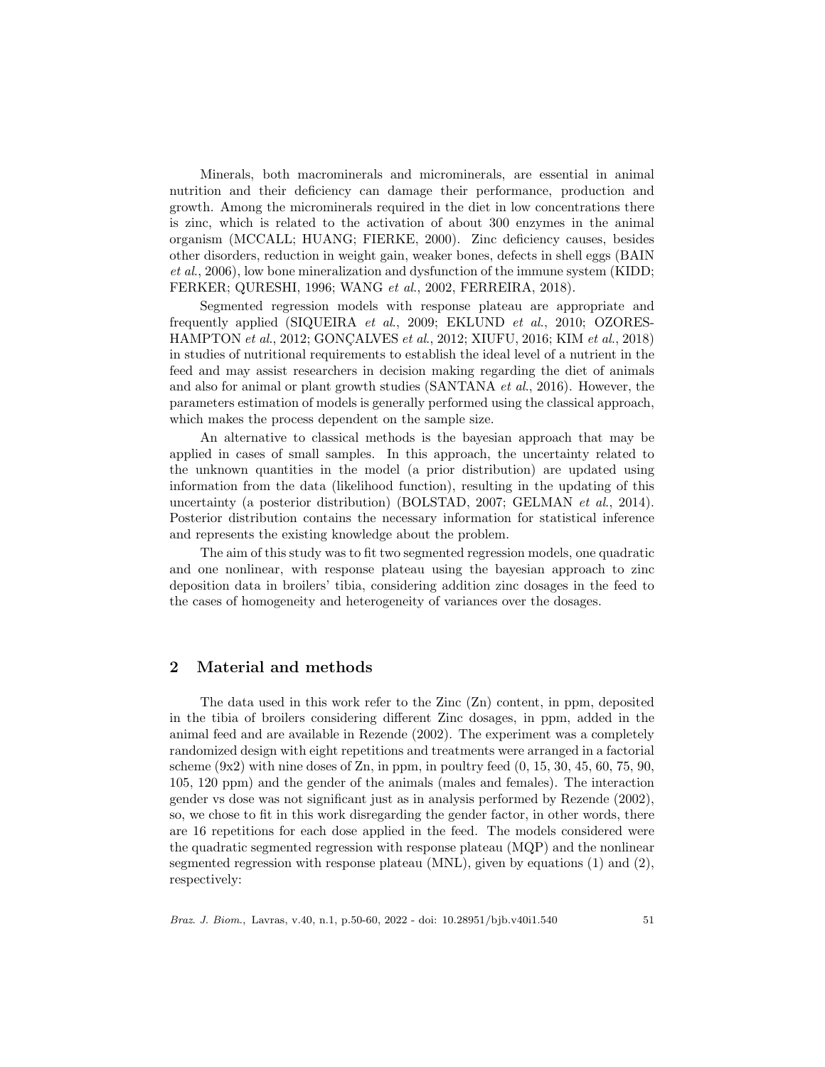Minerals, both macrominerals and microminerals, are essential in animal nutrition and their deficiency can damage their performance, production and growth. Among the microminerals required in the diet in low concentrations there is zinc, which is related to the activation of about 300 enzymes in the animal organism (MCCALL; HUANG; FIERKE, 2000). Zinc deficiency causes, besides other disorders, reduction in weight gain, weaker bones, defects in shell eggs (BAIN *et al.*, 2006), low bone mineralization and dysfunction of the immune system (KIDD; FERKER; QURESHI, 1996; WANG *et al.*, 2002, FERREIRA, 2018).

Segmented regression models with response plateau are appropriate and frequently applied (SIQUEIRA *et al.*, 2009; EKLUND *et al.*, 2010; OZORES-HAMPTON *et al.*, 2012; GONÇALVES *et al.*, 2012; XIUFU, 2016; KIM *et al.*, 2018) in studies of nutritional requirements to establish the ideal level of a nutrient in the feed and may assist researchers in decision making regarding the diet of animals and also for animal or plant growth studies (SANTANA *et al.*, 2016). However, the parameters estimation of models is generally performed using the classical approach, which makes the process dependent on the sample size.

An alternative to classical methods is the bayesian approach that may be applied in cases of small samples. In this approach, the uncertainty related to the unknown quantities in the model (a prior distribution) are updated using information from the data (likelihood function), resulting in the updating of this uncertainty (a posterior distribution) (BOLSTAD, 2007; GELMAN *et al.*, 2014). Posterior distribution contains the necessary information for statistical inference and represents the existing knowledge about the problem.

The aim of this study was to fit two segmented regression models, one quadratic and one nonlinear, with response plateau using the bayesian approach to zinc deposition data in broilers' tibia, considering addition zinc dosages in the feed to the cases of homogeneity and heterogeneity of variances over the dosages.

## 2 Material and methods

The data used in this work refer to the Zinc (Zn) content, in ppm, deposited in the tibia of broilers considering different Zinc dosages, in ppm, added in the animal feed and are available in Rezende (2002). The experiment was a completely randomized design with eight repetitions and treatments were arranged in a factorial scheme (9x2) with nine doses of Zn, in ppm, in poultry feed (0, 15, 30, 45, 60, 75, 90, 105, 120 ppm) and the gender of the animals (males and females). The interaction gender vs dose was not significant just as in analysis performed by Rezende (2002), so, we chose to fit in this work disregarding the gender factor, in other words, there are 16 repetitions for each dose applied in the feed. The models considered were the quadratic segmented regression with response plateau (MQP) and the nonlinear segmented regression with response plateau (MNL), given by equations (1) and (2), respectively: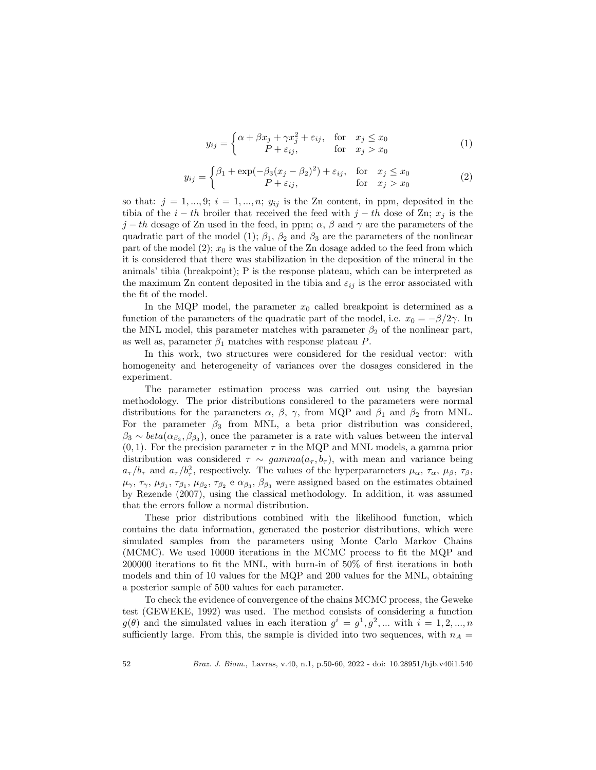$$y_{ij} = \begin{cases} \alpha + \beta x_j + \gamma x_j^2 + \varepsilon_{ij}, & \text{for} \quad x_j \leq x_0 \\ P + \varepsilon_{ij}, & \text{for} \quad x_j > x_0 \end{cases} \tag{1}$$

$$y_{ij} = \begin{cases} \beta_1 + \exp(-\beta_3(x_j - \beta_2)^2) + \varepsilon_{ij}, & \text{for} \quad x_j \leq x_0 \\ P + \varepsilon_{ij}, & \text{for} \quad x_j > x_0 \end{cases} \tag{2}$$

so that: $j = 1, ..., 9$; $i = 1, ..., n$; $y_{ij}$ is the Zn content, in ppm, deposited in the tibia of the $i - th$ broiler that received the feed with $j - th$ dose of Zn; $x_j$ is the $j - th$ dosage of Zn used in the feed, in ppm; $\alpha$, $\beta$ and $\gamma$ are the parameters of the quadratic part of the model (1); $\beta_1$, $\beta_2$ and $\beta_3$ are the parameters of the nonlinear part of the model (2); $x_0$ is the value of the Zn dosage added to the feed from which it is considered that there was stabilization in the deposition of the mineral in the animals' tibia (breakpoint); P is the response plateau, which can be interpreted as the maximum Zn content deposited in the tibia and $\varepsilon_{ij}$ is the error associated with the fit of the model.

In the MQP model, the parameter $x_0$ called breakpoint is determined as a function of the parameters of the quadratic part of the model, i.e. $x_0 = -\beta/2\gamma$. In the MNL model, this parameter matches with parameter $\beta_2$ of the nonlinear part, as well as, parameter $\beta_1$ matches with response plateau $P$.

In this work, two structures were considered for the residual vector: with homogeneity and heterogeneity of variances over the dosages considered in the experiment.

The parameter estimation process was carried out using the bayesian methodology. The prior distributions considered to the parameters were normal distributions for the parameters $\alpha$, $\beta$, $\gamma$, from MQP and $\beta_1$ and $\beta_2$ from MNL. For the parameter $\beta_3$ from MNL, a beta prior distribution was considered, $\beta_3 \sim beta(\alpha_{\beta_3}, \beta_{\beta_3})$, once the parameter is a rate with values between the interval $(0, 1)$. For the precision parameter $\tau$ in the MQP and MNL models, a gamma prior distribution was considered $\tau \sim gamma(a_\tau, b_\tau)$, with mean and variance being $a_\tau/b_\tau$ and $a_\tau/b_\tau^2$, respectively. The values of the hyperparameters $\mu_\alpha$, $\tau_\alpha$, $\mu_\beta$, $\tau_\beta$, $\mu_\gamma$, $\tau_\gamma$, $\mu_{\beta_1}$, $\tau_{\beta_1}$, $\mu_{\beta_2}$, $\tau_{\beta_2}$ e $\alpha_{\beta_3}$, $\beta_{\beta_3}$ were assigned based on the estimates obtained by Rezende (2007), using the classical methodology. In addition, it was assumed that the errors follow a normal distribution.

These prior distributions combined with the likelihood function, which contains the data information, generated the posterior distributions, which were simulated samples from the parameters using Monte Carlo Markov Chains (MCMC). We used 10000 iterations in the MCMC process to fit the MQP and 200000 iterations to fit the MNL, with burn-in of 50% of first iterations in both models and thin of 10 values for the MQP and 200 values for the MNL, obtaining a posterior sample of 500 values for each parameter.

To check the evidence of convergence of the chains MCMC process, the Geweke test (GEWEKE, 1992) was used. The method consists of considering a function $g(\theta)$ and the simulated values in each iteration $g^i = g^1, g^2, ...$ with $i = 1, 2, ..., n$ sufficiently large. From this, the sample is divided into two sequences, with $n_A =$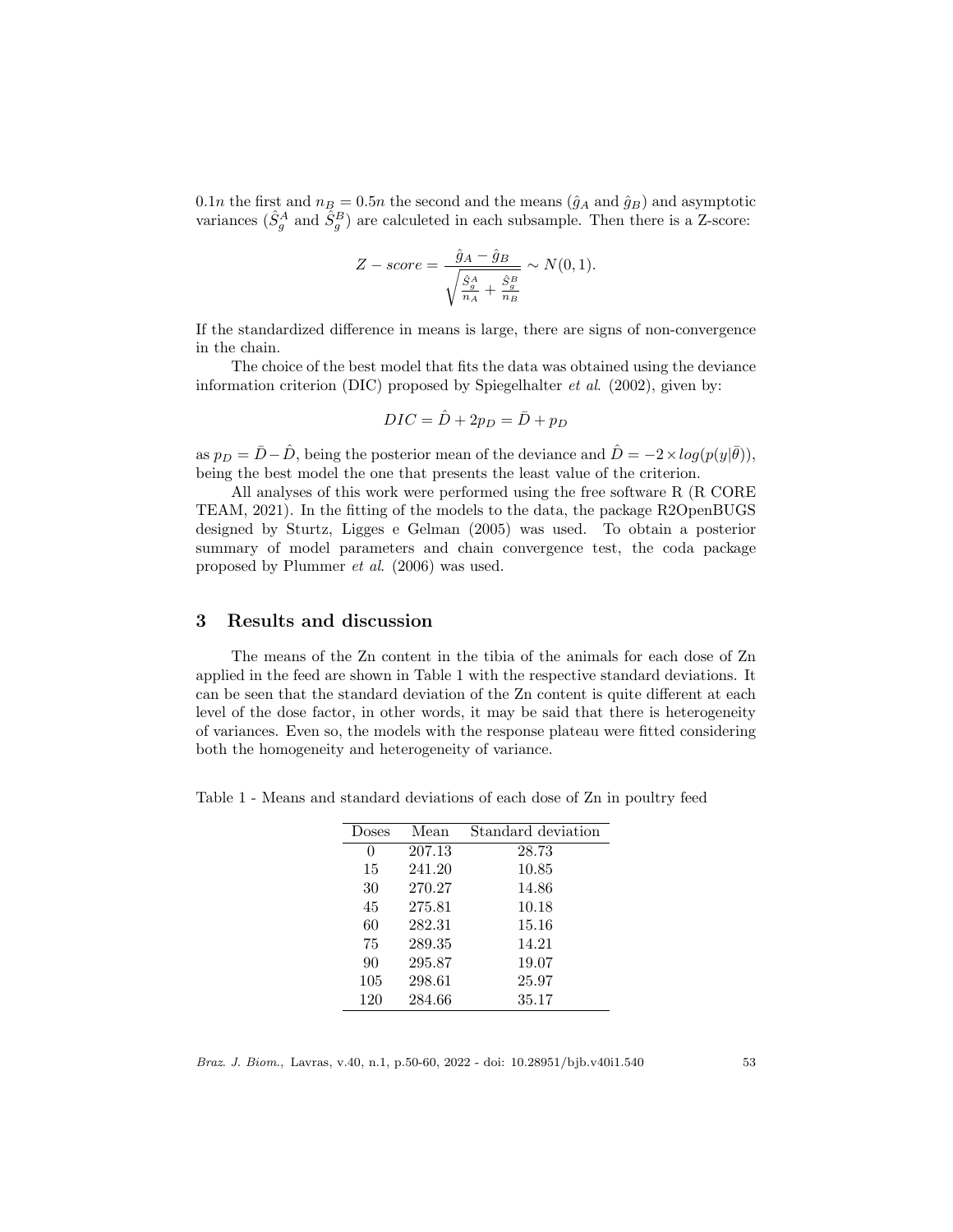$0.1n$ the first and $n_B = 0.5n$ the second and the means ($\hat{g}_A$ and $\hat{g}_B$) and asymptotic variances ($\hat{S}_g^A$ and $\hat{S}_g^B$) are calculeted in each subsample. Then there is a Z-score:

$$Z - score = \frac{\hat{g}_A - \hat{g}_B}{\sqrt{\frac{\hat{S}_g^A}{n_A} + \frac{\hat{S}_g^B}{n_B}}} \sim N(0, 1).$$

If the standardized difference in means is large, there are signs of non-convergence in the chain.

The choice of the best model that fits the data was obtained using the deviance information criterion (DIC) proposed by Spiegelhalter *et al*. (2002), given by:

$$DIC = \hat{D} + 2p_D = \bar{D} + p_D$$

as $p_D = \bar{D} - \hat{D}$, being the posterior mean of the deviance and $\hat{D} = -2 \times log(p(y|\bar{\theta}))$, being the best model the one that presents the least value of the criterion.

All analyses of this work were performed using the free software R (R CORE TEAM, 2021). In the fitting of the models to the data, the package R2OpenBUGS designed by Sturtz, Ligges e Gelman (2005) was used. To obtain a posterior summary of model parameters and chain convergence test, the coda package proposed by Plummer *et al*. (2006) was used.

## 3 Results and discussion

The means of the Zn content in the tibia of the animals for each dose of Zn applied in the feed are shown in Table 1 with the respective standard deviations. It can be seen that the standard deviation of the Zn content is quite different at each level of the dose factor, in other words, it may be said that there is heterogeneity of variances. Even so, the models with the response plateau were fitted considering both the homogeneity and heterogeneity of variance.

Table 1 - Means and standard deviations of each dose of Zn in poultry feed

| Doses | Mean | Standard deviation |
|---|---|---|
| 0 | 207.13 | 28.73 |
| 15 | 241.20 | 10.85 |
| 30 | 270.27 | 14.86 |
| 45 | 275.81 | 10.18 |
| 60 | 282.31 | 15.16 |
| 75 | 289.35 | 14.21 |
| 90 | 295.87 | 19.07 |
| 105 | 298.61 | 25.97 |
| 120 | 284.66 | 35.17 |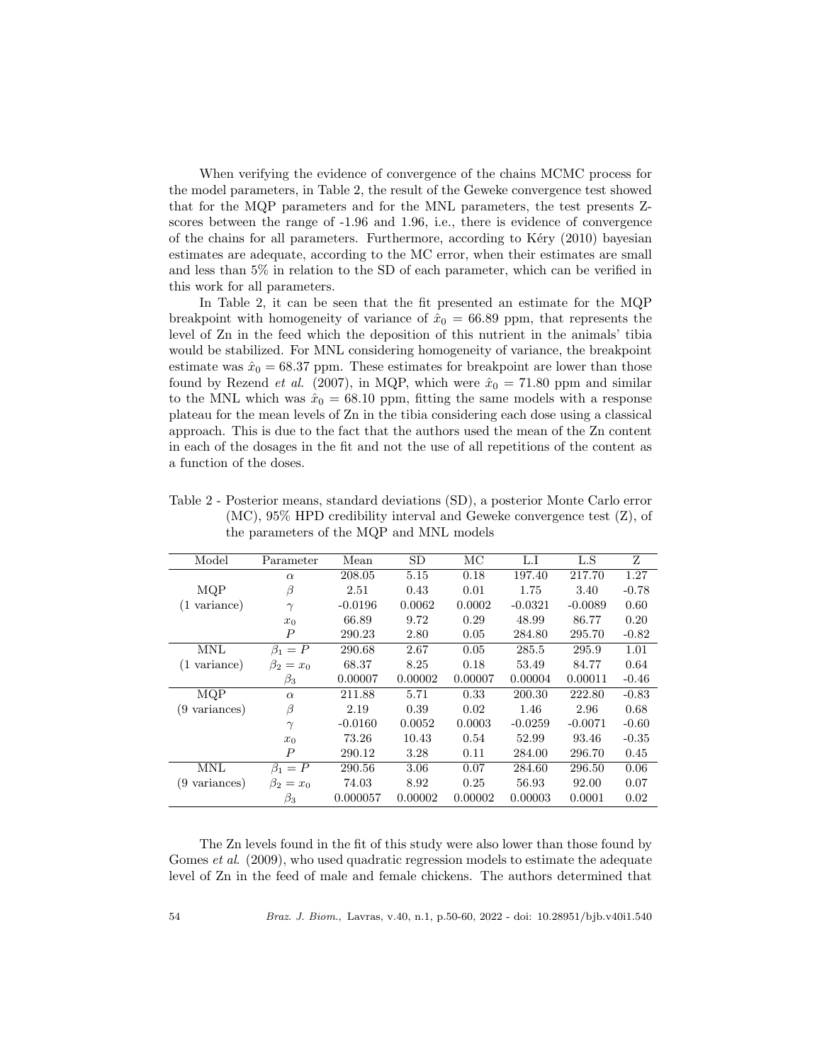When verifying the evidence of convergence of the chains MCMC process for the model parameters, in Table 2, the result of the Geweke convergence test showed that for the MQP parameters and for the MNL parameters, the test presents Z-scores between the range of -1.96 and 1.96, i.e., there is evidence of convergence of the chains for all parameters. Furthermore, according to Kéry (2010) bayesian estimates are adequate, according to the MC error, when their estimates are small and less than 5% in relation to the SD of each parameter, which can be verified in this work for all parameters.

In Table 2, it can be seen that the fit presented an estimate for the MQP breakpoint with homogeneity of variance of $\hat{x}_0 = 66.89$ ppm, that represents the level of Zn in the feed which the deposition of this nutrient in the animals' tibia would be stabilized. For MNL considering homogeneity of variance, the breakpoint estimate was $\hat{x}_0 = 68.37$ ppm. These estimates for breakpoint are lower than those found by Rezend *et al.* (2007), in MQP, which were $\hat{x}_0 = 71.80$ ppm and similar to the MNL which was $\hat{x}_0 = 68.10$ ppm, fitting the same models with a response plateau for the mean levels of Zn in the tibia considering each dose using a classical approach. This is due to the fact that the authors used the mean of the Zn content in each of the dosages in the fit and not the use of all repetitions of the content as a function of the doses.

Table 2 - Posterior means, standard deviations (SD), a posterior Monte Carlo error (MC), 95% HPD credibility interval and Geweke convergence test (Z), of the parameters of the MQP and MNL models

| Model | Parameter | Mean | SD | MC | L.I | L.S | Z |
|---|---|---|---|---|---|---|---|
| MQP (1 variance) | $\alpha$ | 208.05 | 5.15 | 0.18 | 197.40 | 217.70 | 1.27 |
| | $\beta$ | 2.51 | 0.43 | 0.01 | 1.75 | 3.40 | -0.78 |
| | $\gamma$ | -0.0196 | 0.0062 | 0.0002 | -0.0321 | -0.0089 | 0.60 |
| | $x_0$ | 66.89 | 9.72 | 0.29 | 48.99 | 86.77 | 0.20 |
| | $P$ | 290.23 | 2.80 | 0.05 | 284.80 | 295.70 | -0.82 |
| MNL (1 variance) | $\beta_1 = P$ | 290.68 | 2.67 | 0.05 | 285.5 | 295.9 | 1.01 |
| | $\beta_2 = x_0$ | 68.37 | 8.25 | 0.18 | 53.49 | 84.77 | 0.64 |
| | $\beta_3$ | 0.00007 | 0.00002 | 0.00007 | 0.00004 | 0.00011 | -0.46 |
| MQP (9 variances) | $\alpha$ | 211.88 | 5.71 | 0.33 | 200.30 | 222.80 | -0.83 |
| | $\beta$ | 2.19 | 0.39 | 0.02 | 1.46 | 2.96 | 0.68 |
| | $\gamma$ | -0.0160 | 0.0052 | 0.0003 | -0.0259 | -0.0071 | -0.60 |
| | $x_0$ | 73.26 | 10.43 | 0.54 | 52.99 | 93.46 | -0.35 |
| | $P$ | 290.12 | 3.28 | 0.11 | 284.00 | 296.70 | 0.45 |
| MNL (9 variances) | $\beta_1 = P$ | 290.56 | 3.06 | 0.07 | 284.60 | 296.50 | 0.06 |
| | $\beta_2 = x_0$ | 74.03 | 8.92 | 0.25 | 56.93 | 92.00 | 0.07 |
| | $\beta_3$ | 0.000057 | 0.00002 | 0.00002 | 0.00003 | 0.0001 | 0.02 |

The Zn levels found in the fit of this study were also lower than those found by Gomes *et al.* (2009), who used quadratic regression models to estimate the adequate level of Zn in the feed of male and female chickens. The authors determined that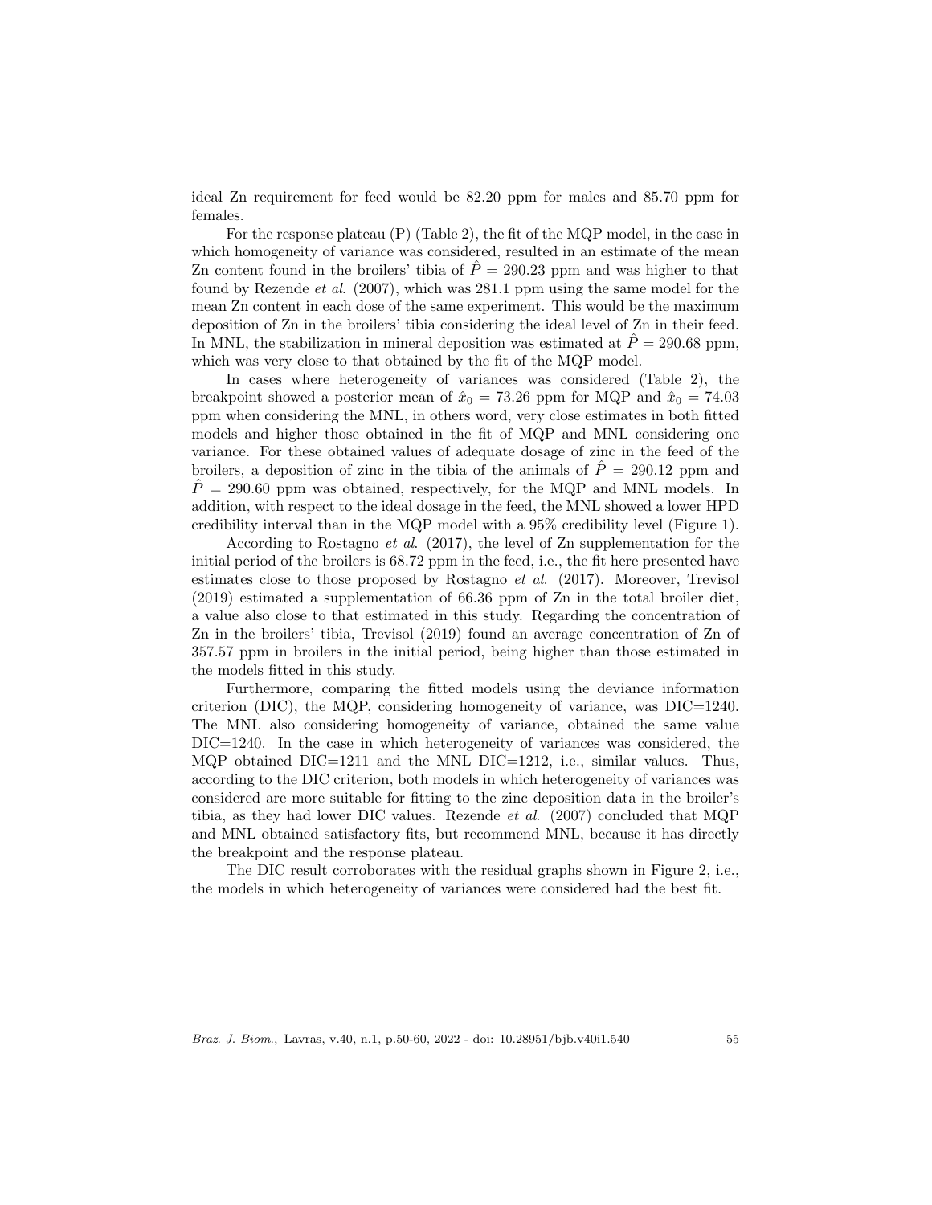ideal Zn requirement for feed would be 82.20 ppm for males and 85.70 ppm for females.

For the response plateau (P) (Table 2), the fit of the MQP model, in the case in which homogeneity of variance was considered, resulted in an estimate of the mean Zn content found in the broilers' tibia of $\hat{P} = 290.23$ ppm and was higher to that found by Rezende *et al*. (2007), which was 281.1 ppm using the same model for the mean Zn content in each dose of the same experiment. This would be the maximum deposition of Zn in the broilers' tibia considering the ideal level of Zn in their feed. In MNL, the stabilization in mineral deposition was estimated at $\hat{P} = 290.68$ ppm, which was very close to that obtained by the fit of the MQP model.

In cases where heterogeneity of variances was considered (Table 2), the breakpoint showed a posterior mean of $\hat{x}_0 = 73.26$ ppm for MQP and $\hat{x}_0 = 74.03$ ppm when considering the MNL, in others word, very close estimates in both fitted models and higher those obtained in the fit of MQP and MNL considering one variance. For these obtained values of adequate dosage of zinc in the feed of the broilers, a deposition of zinc in the tibia of the animals of $\hat{P} = 290.12$ ppm and $\hat{P} = 290.60$ ppm was obtained, respectively, for the MQP and MNL models. In addition, with respect to the ideal dosage in the feed, the MNL showed a lower HPD credibility interval than in the MQP model with a 95% credibility level (Figure 1).

According to Rostagno *et al*. (2017), the level of Zn supplementation for the initial period of the broilers is 68.72 ppm in the feed, i.e., the fit here presented have estimates close to those proposed by Rostagno *et al*. (2017). Moreover, Trevisol (2019) estimated a supplementation of 66.36 ppm of Zn in the total broiler diet, a value also close to that estimated in this study. Regarding the concentration of Zn in the broilers' tibia, Trevisol (2019) found an average concentration of Zn of 357.57 ppm in broilers in the initial period, being higher than those estimated in the models fitted in this study.

Furthermore, comparing the fitted models using the deviance information criterion (DIC), the MQP, considering homogeneity of variance, was DIC=1240. The MNL also considering homogeneity of variance, obtained the same value DIC=1240. In the case in which heterogeneity of variances was considered, the MQP obtained DIC=1211 and the MNL DIC=1212, i.e., similar values. Thus, according to the DIC criterion, both models in which heterogeneity of variances was considered are more suitable for fitting to the zinc deposition data in the broiler's tibia, as they had lower DIC values. Rezende *et al*. (2007) concluded that MQP and MNL obtained satisfactory fits, but recommend MNL, because it has directly the breakpoint and the response plateau.

The DIC result corroborates with the residual graphs shown in Figure 2, i.e., the models in which heterogeneity of variances were considered had the best fit.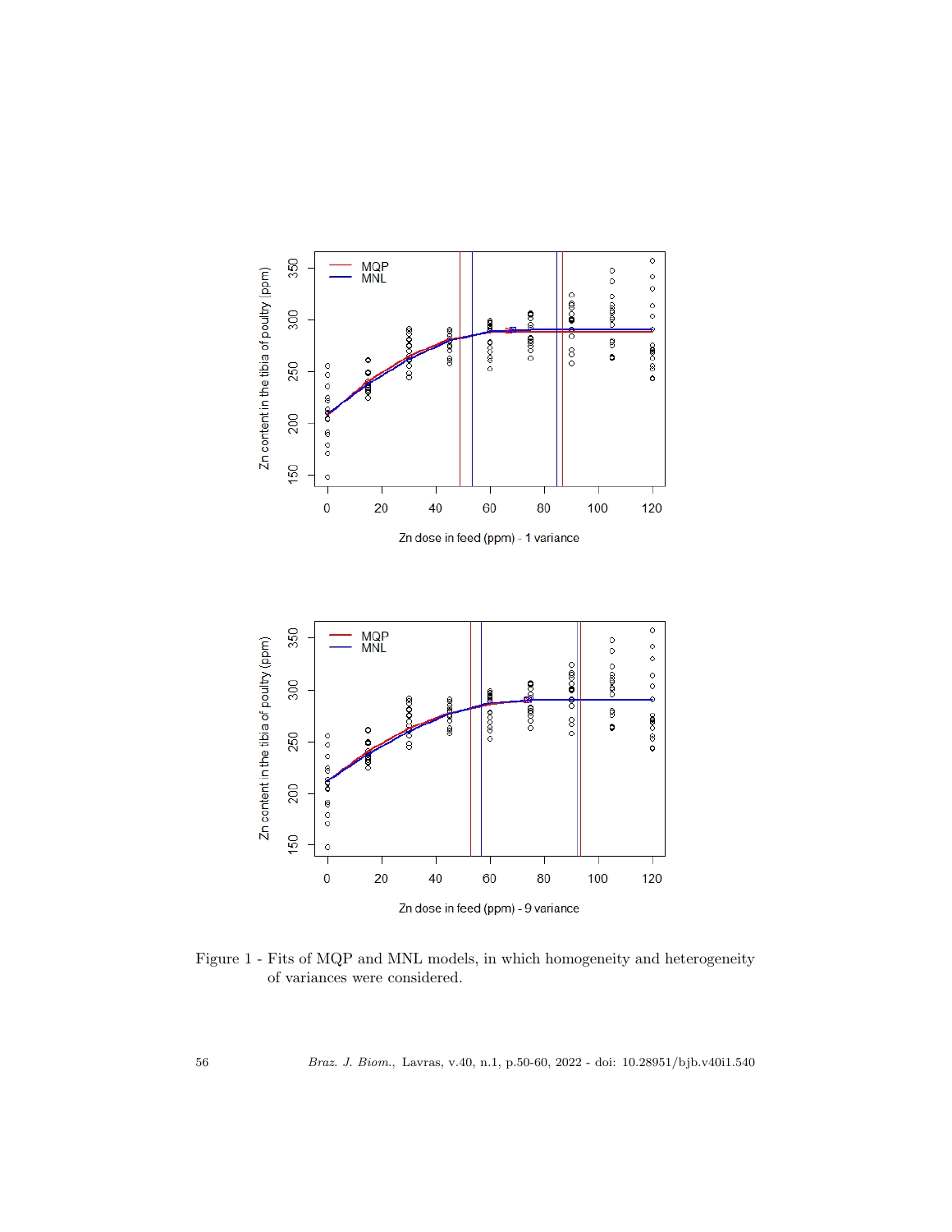Figure 1 - Fits of MQP and MNL models, in which homogeneity and heterogeneity of variances were considered.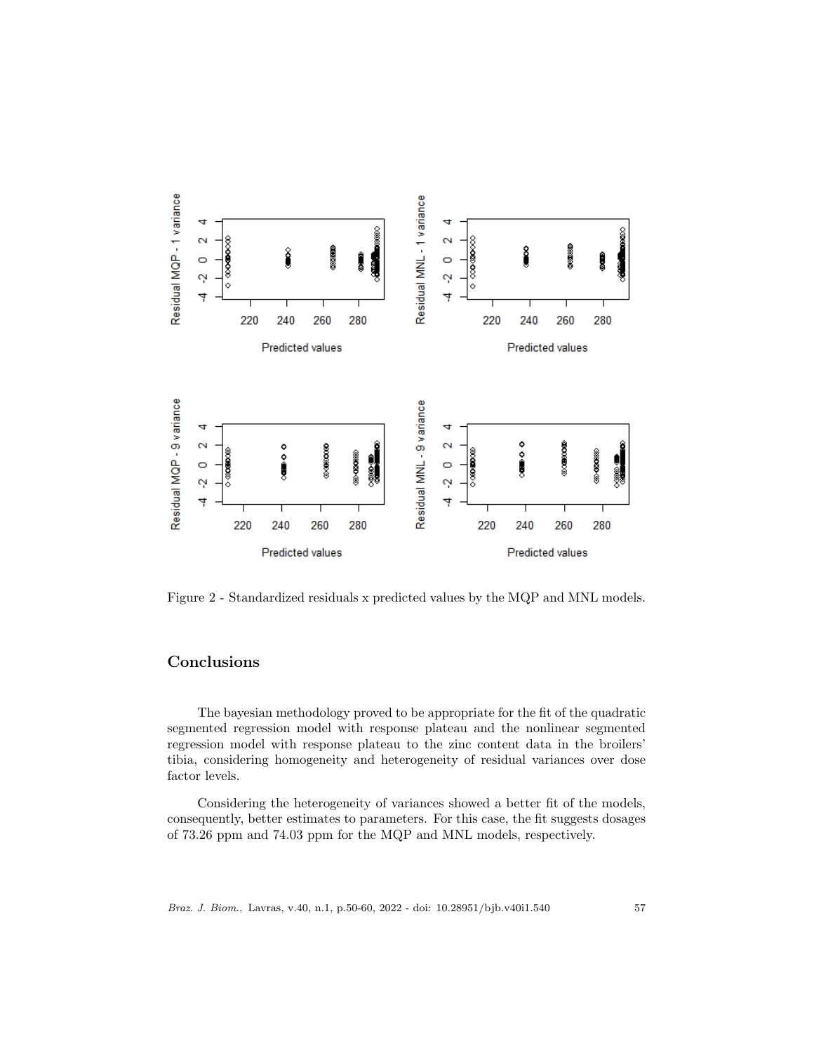Figure 2 - Standardized residuals x predicted values by the MQP and MNL models.

## Conclusions

The bayesian methodology proved to be appropriate for the fit of the quadratic segmented regression model with response plateau and the nonlinear segmented regression model with response plateau to the zinc content data in the broilers' tibia, considering homogeneity and heterogeneity of residual variances over dose factor levels.

Considering the heterogeneity of variances showed a better fit of the models, consequently, better estimates to parameters. For this case, the fit suggests dosages of 73.26 ppm and 74.03 ppm for the MQP and MNL models, respectively.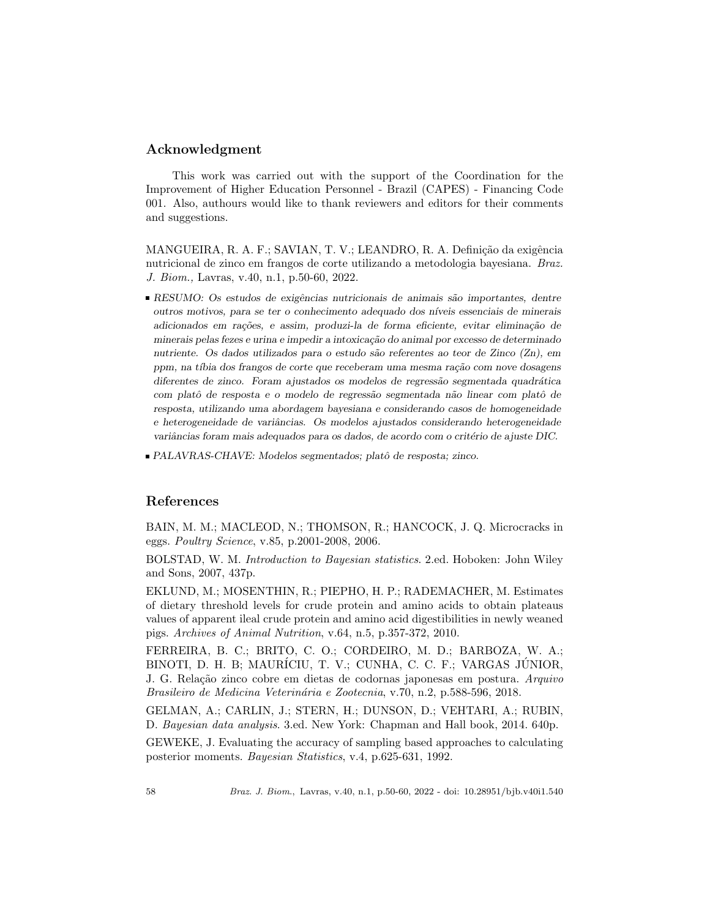## Acknowledgment

This work was carried out with the support of the Coordination for the Improvement of Higher Education Personnel - Brazil (CAPES) - Financing Code 001. Also, authours would like to thank reviewers and editors for their comments and suggestions.

MANGUEIRA, R. A. F.; SAVIAN, T. V.; LEANDRO, R. A. Definição da exigência nutricional de zinco em frangos de corte utilizando a metodologia bayesiana. *Braz. J. Biom.,* Lavras, v.40, n.1, p.50-60, 2022.

- *RESUMO: Os estudos de exigências nutricionais de animais são importantes, dentre outros motivos, para se ter o conhecimento adequado dos níveis essenciais de minerais adicionados em rações, e assim, produzi-la de forma eficiente, evitar eliminação de minerais pelas fezes e urina e impedir a intoxicação do animal por excesso de determinado nutriente. Os dados utilizados para o estudo são referentes ao teor de Zinco (Zn), em ppm, na tíbia dos frangos de corte que receberam uma mesma ração com nove dosagens diferentes de zinco. Foram ajustados os modelos de regressão segmentada quadrática com platô de resposta e o modelo de regressão segmentada não linear com platô de resposta, utilizando uma abordagem bayesiana e considerando casos de homogeneidade e heterogeneidade de variâncias. Os modelos ajustados considerando heterogeneidade variâncias foram mais adequados para os dados, de acordo com o critério de ajuste DIC.*
- *PALAVRAS-CHAVE: Modelos segmentados; platô de resposta; zinco.*

## References

BAIN, M. M.; MACLEOD, N.; THOMSON, R.; HANCOCK, J. Q. Microcracks in eggs. *Poultry Science*, v.85, p.2001-2008, 2006.

BOLSTAD, W. M. *Introduction to Bayesian statistics*. 2.ed. Hoboken: John Wiley and Sons, 2007, 437p.

EKLUND, M.; MOSENTHIN, R.; PIEPHO, H. P.; RADEMACHER, M. Estimates of dietary threshold levels for crude protein and amino acids to obtain plateaus values of apparent ileal crude protein and amino acid digestibilities in newly weaned pigs. *Archives of Animal Nutrition*, v.64, n.5, p.357-372, 2010.

FERREIRA, B. C.; BRITO, C. O.; CORDEIRO, M. D.; BARBOZA, W. A.; BINOTI, D. H. B; MAURÍCIU, T. V.; CUNHA, C. C. F.; VARGAS JÚNIOR, J. G. Relação zinco cobre em dietas de codornas japonesas em postura. *Arquivo Brasileiro de Medicina Veterinária e Zootecnia*, v.70, n.2, p.588-596, 2018.

GELMAN, A.; CARLIN, J.; STERN, H.; DUNSON, D.; VEHTARI, A.; RUBIN, D. *Bayesian data analysis*. 3.ed. New York: Chapman and Hall book, 2014. 640p.

GEWEKE, J. Evaluating the accuracy of sampling based approaches to calculating posterior moments. *Bayesian Statistics*, v.4, p.625-631, 1992.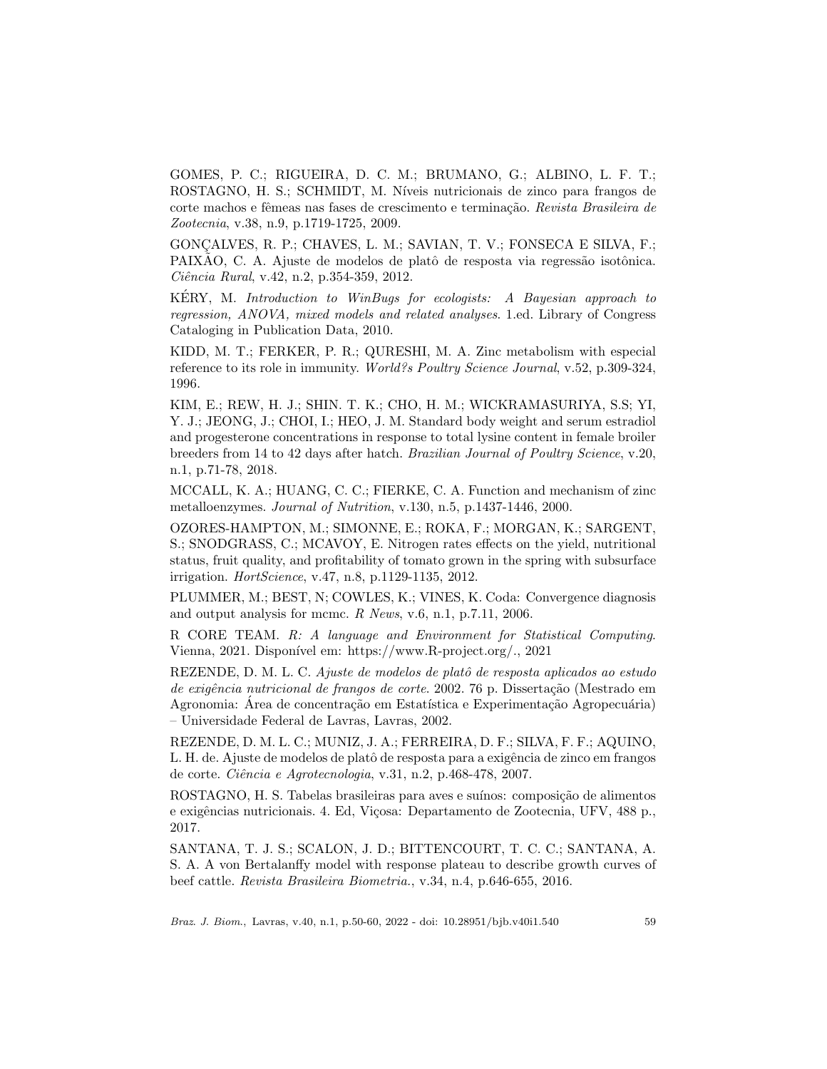GOMES, P. C.; RIGUEIRA, D. C. M.; BRUMANO, G.; ALBINO, L. F. T.; ROSTAGNO, H. S.; SCHMIDT, M. Níveis nutricionais de zinco para frangos de corte machos e fêmeas nas fases de crescimento e terminação. *Revista Brasileira de Zootecnia*, v.38, n.9, p.1719-1725, 2009.

GONÇALVES, R. P.; CHAVES, L. M.; SAVIAN, T. V.; FONSECA E SILVA, F.; PAIXÃO, C. A. Ajuste de modelos de platô de resposta via regressão isotônica. *Ciência Rural*, v.42, n.2, p.354-359, 2012.

KÉRY, M. *Introduction to WinBugs for ecologists: A Bayesian approach to regression, ANOVA, mixed models and related analyses*. 1.ed. Library of Congress Cataloging in Publication Data, 2010.

KIDD, M. T.; FERKER, P. R.; QURESHI, M. A. Zinc metabolism with especial reference to its role in immunity. *World?s Poultry Science Journal*, v.52, p.309-324, 1996.

KIM, E.; REW, H. J.; SHIN. T. K.; CHO, H. M.; WICKRAMASURIYA, S.S; YI, Y. J.; JEONG, J.; CHOI, I.; HEO, J. M. Standard body weight and serum estradiol and progesterone concentrations in response to total lysine content in female broiler breeders from 14 to 42 days after hatch. *Brazilian Journal of Poultry Science*, v.20, n.1, p.71-78, 2018.

MCCALL, K. A.; HUANG, C. C.; FIERKE, C. A. Function and mechanism of zinc metalloenzymes. *Journal of Nutrition*, v.130, n.5, p.1437-1446, 2000.

OZORES-HAMPTON, M.; SIMONNE, E.; ROKA, F.; MORGAN, K.; SARGENT, S.; SNODGRASS, C.; MCAVOY, E. Nitrogen rates effects on the yield, nutritional status, fruit quality, and profitability of tomato grown in the spring with subsurface irrigation. *HortScience*, v.47, n.8, p.1129-1135, 2012.

PLUMMER, M.; BEST, N; COWLES, K.; VINES, K. Coda: Convergence diagnosis and output analysis for mcmc. *R News*, v.6, n.1, p.7.11, 2006.

R CORE TEAM. *R: A language and Environment for Statistical Computing*. Vienna, 2021. Disponível em: https://www.R-project.org/., 2021

REZENDE, D. M. L. C. *Ajuste de modelos de platô de resposta aplicados ao estudo de exigência nutricional de frangos de corte*. 2002. 76 p. Dissertação (Mestrado em Agronomia: Área de concentração em Estatística e Experimentação Agropecuária) – Universidade Federal de Lavras, Lavras, 2002.

REZENDE, D. M. L. C.; MUNIZ, J. A.; FERREIRA, D. F.; SILVA, F. F.; AQUINO, L. H. de. Ajuste de modelos de platô de resposta para a exigência de zinco em frangos de corte. *Ciência e Agrotecnologia*, v.31, n.2, p.468-478, 2007.

ROSTAGNO, H. S. Tabelas brasileiras para aves e suínos: composição de alimentos e exigências nutricionais. 4. Ed, Viçosa: Departamento de Zootecnia, UFV, 488 p., 2017.

SANTANA, T. J. S.; SCALON, J. D.; BITTENCOURT, T. C. C.; SANTANA, A. S. A. A von Bertalanffy model with response plateau to describe growth curves of beef cattle. *Revista Brasileira Biometria.*, v.34, n.4, p.646-655, 2016.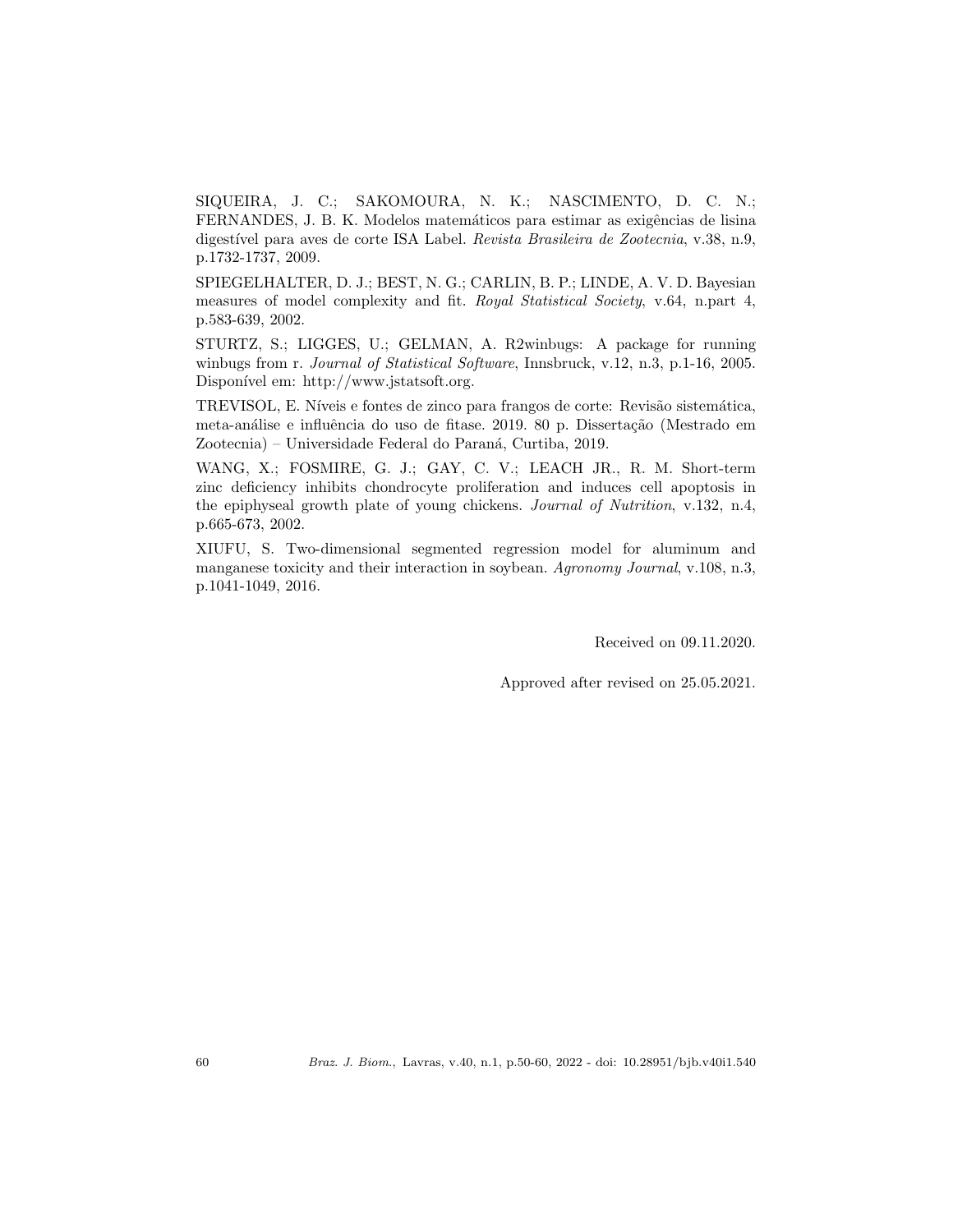SIQUEIRA, J. C.; SAKOMOURA, N. K.; NASCIMENTO, D. C. N.; FERNANDES, J. B. K. Modelos matemáticos para estimar as exigências de lisina digestível para aves de corte ISA Label. *Revista Brasileira de Zootecnia*, v.38, n.9, p.1732-1737, 2009.

SPIEGELHALTER, D. J.; BEST, N. G.; CARLIN, B. P.; LINDE, A. V. D. Bayesian measures of model complexity and fit. *Royal Statistical Society*, v.64, n.part 4, p.583-639, 2002.

STURTZ, S.; LIGGES, U.; GELMAN, A. R2winbugs: A package for running winbugs from r. *Journal of Statistical Software*, Innsbruck, v.12, n.3, p.1-16, 2005. Disponível em: http://www.jstatsoft.org.

TREVISOL, E. Níveis e fontes de zinco para frangos de corte: Revisão sistemática, meta-análise e influência do uso de fitase. 2019. 80 p. Dissertação (Mestrado em Zootecnia) – Universidade Federal do Paraná, Curtiba, 2019.

WANG, X.; FOSMIRE, G. J.; GAY, C. V.; LEACH JR., R. M. Short-term zinc deficiency inhibits chondrocyte proliferation and induces cell apoptosis in the epiphyseal growth plate of young chickens. *Journal of Nutrition*, v.132, n.4, p.665-673, 2002.

XIUFU, S. Two-dimensional segmented regression model for aluminum and manganese toxicity and their interaction in soybean. *Agronomy Journal*, v.108, n.3, p.1041-1049, 2016.

Received on 09.11.2020.

Approved after revised on 25.05.2021.